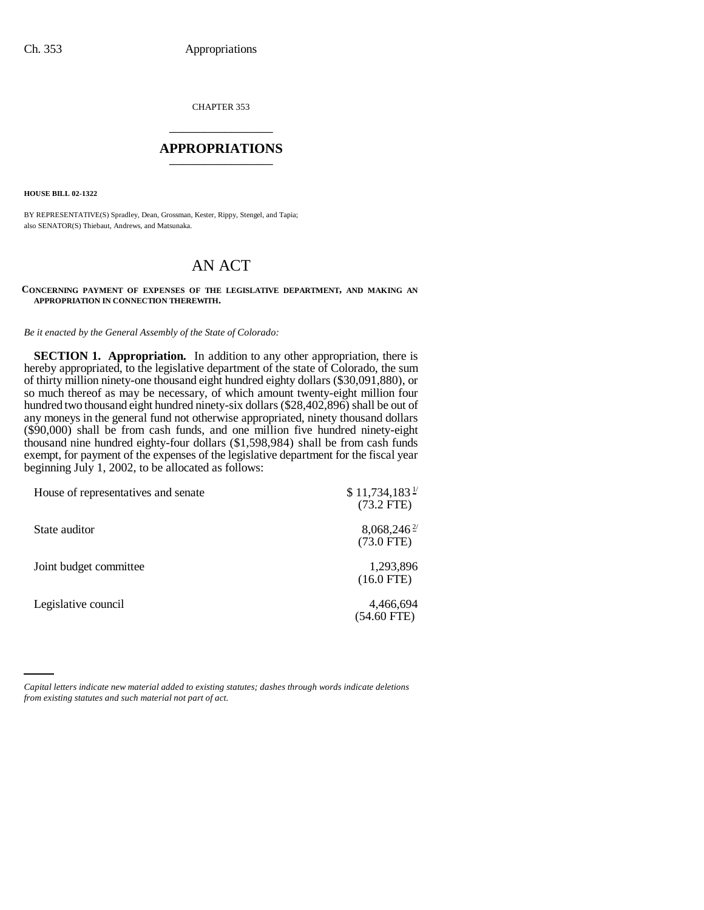CHAPTER 353

## APPROPRIATIONS

**HOUSE BILL 02-1322**

BY REPRESENTATIVE(S) Spradley, Dean, Grossman, Kester, Rippy, Stengel, and Tapia;
also SENATOR(S) Thiebaut, Andrews, and Matsunaka.

# AN ACT

**CONCERNING PAYMENT OF EXPENSES OF THE LEGISLATIVE DEPARTMENT, AND MAKING AN APPROPRIATION IN CONNECTION THEREWITH.**

*Be it enacted by the General Assembly of the State of Colorado:*

**SECTION 1. Appropriation.** In addition to any other appropriation, there is hereby appropriated, to the legislative department of the state of Colorado, the sum of thirty million ninety-one thousand eight hundred eighty dollars ($30,091,880), or so much thereof as may be necessary, of which amount twenty-eight million four hundred two thousand eight hundred ninety-six dollars ($28,402,896) shall be out of any moneys in the general fund not otherwise appropriated, ninety thousand dollars ($90,000) shall be from cash funds, and one million five hundred ninety-eight thousand nine hundred eighty-four dollars ($1,598,984) shall be from cash funds exempt, for payment of the expenses of the legislative department for the fiscal year beginning July 1, 2002, to be allocated as follows:

| | |
|---|---|
| House of representatives and senate | $ 11,734,183 [1/] (73.2 FTE) |
| State auditor | 8,068,246 [2/] (73.0 FTE) |
| Joint budget committee | 1,293,896 (16.0 FTE) |
| Legislative council | 4,466,694 (54.60 FTE) |

*Capital letters indicate new material added to existing statutes; dashes through words indicate deletions from existing statutes and such material not part of act.*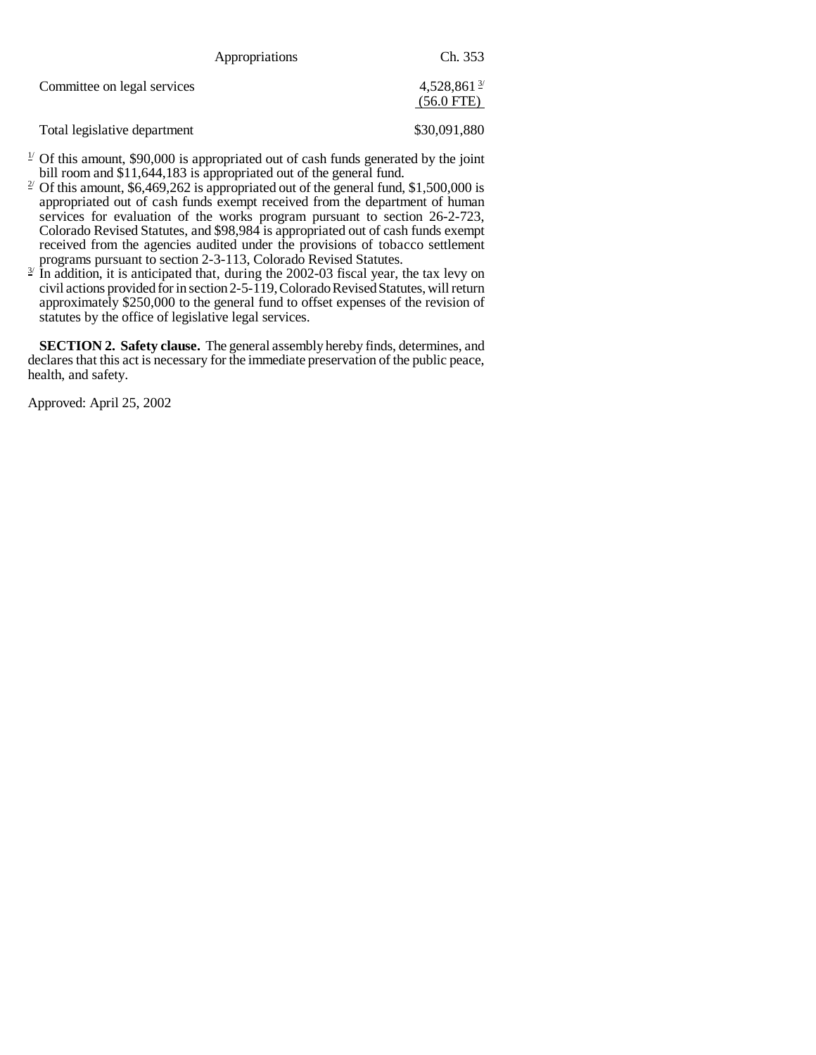| | |
|---|---|
| Committee on legal services | 4,528,861[3] (56.0 FTE) |
| Total legislative department | $30,091,880 |

[1] Of this amount, $90,000 is appropriated out of cash funds generated by the joint bill room and $11,644,183 is appropriated out of the general fund.

[2] Of this amount, $6,469,262 is appropriated out of the general fund, $1,500,000 is appropriated out of cash funds exempt received from the department of human services for evaluation of the works program pursuant to section 26-2-723, Colorado Revised Statutes, and $98,984 is appropriated out of cash funds exempt received from the agencies audited under the provisions of tobacco settlement programs pursuant to section 2-3-113, Colorado Revised Statutes.

[3] In addition, it is anticipated that, during the 2002-03 fiscal year, the tax levy on civil actions provided for in section 2-5-119, Colorado Revised Statutes, will return approximately $250,000 to the general fund to offset expenses of the revision of statutes by the office of legislative legal services.

**SECTION 2. Safety clause.** The general assembly hereby finds, determines, and declares that this act is necessary for the immediate preservation of the public peace, health, and safety.

Approved: April 25, 2002